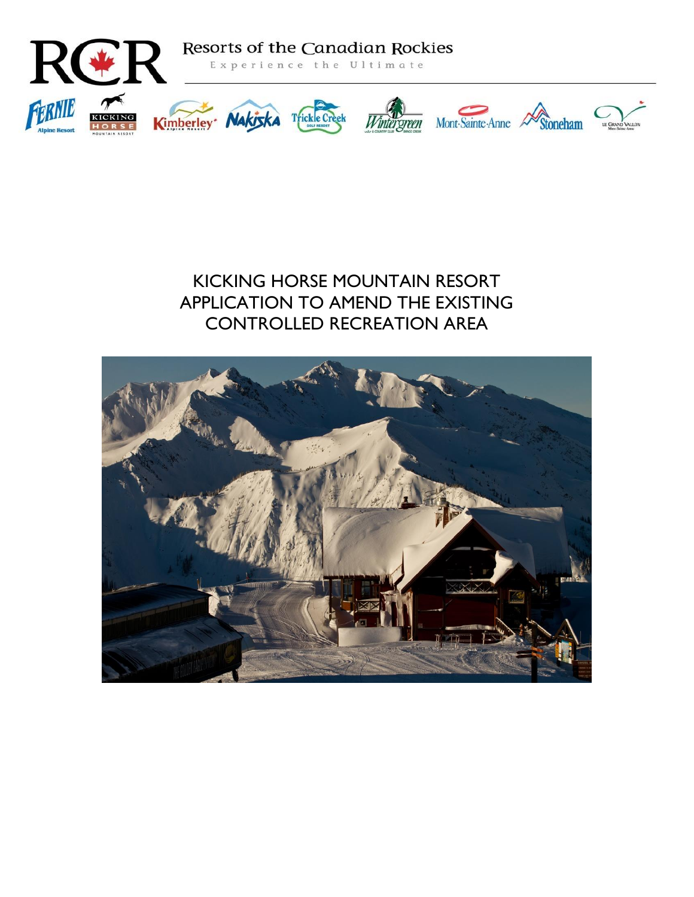RCR Resorts of the Canadian Rockies

Experience the Ultimate

# KICKING HORSE MOUNTAIN RESORT APPLICATION TO AMEND THE EXISTING CONTROLLED RECREATION AREA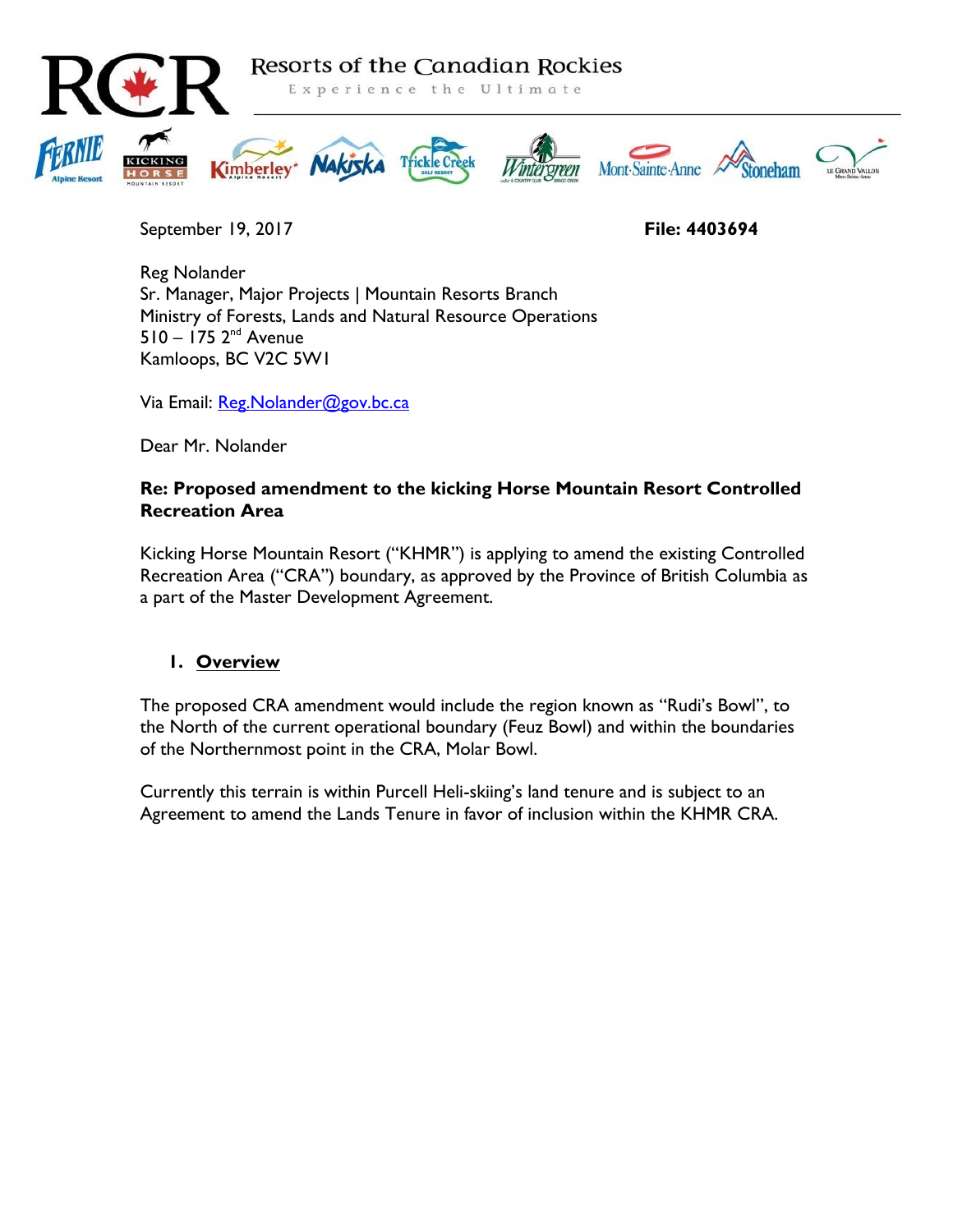# Resorts of the Canadian Rockies

Experience the Ultimate

September 19, 2017 **File: 4403694**

Reg Nolander
Sr. Manager, Major Projects | Mountain Resorts Branch
Ministry of Forests, Lands and Natural Resource Operations
510 – 175 2nd Avenue
Kamloops, BC V2C 5W1

Via Email: Reg.Nolander@gov.bc.ca

Dear Mr. Nolander

**Re: Proposed amendment to the kicking Horse Mountain Resort Controlled Recreation Area**

Kicking Horse Mountain Resort ("KHMR") is applying to amend the existing Controlled Recreation Area ("CRA") boundary, as approved by the Province of British Columbia as a part of the Master Development Agreement.

## 1. Overview

The proposed CRA amendment would include the region known as "Rudi's Bowl", to the North of the current operational boundary (Feuz Bowl) and within the boundaries of the Northernmost point in the CRA, Molar Bowl.

Currently this terrain is within Purcell Heli-skiing's land tenure and is subject to an Agreement to amend the Lands Tenure in favor of inclusion within the KHMR CRA.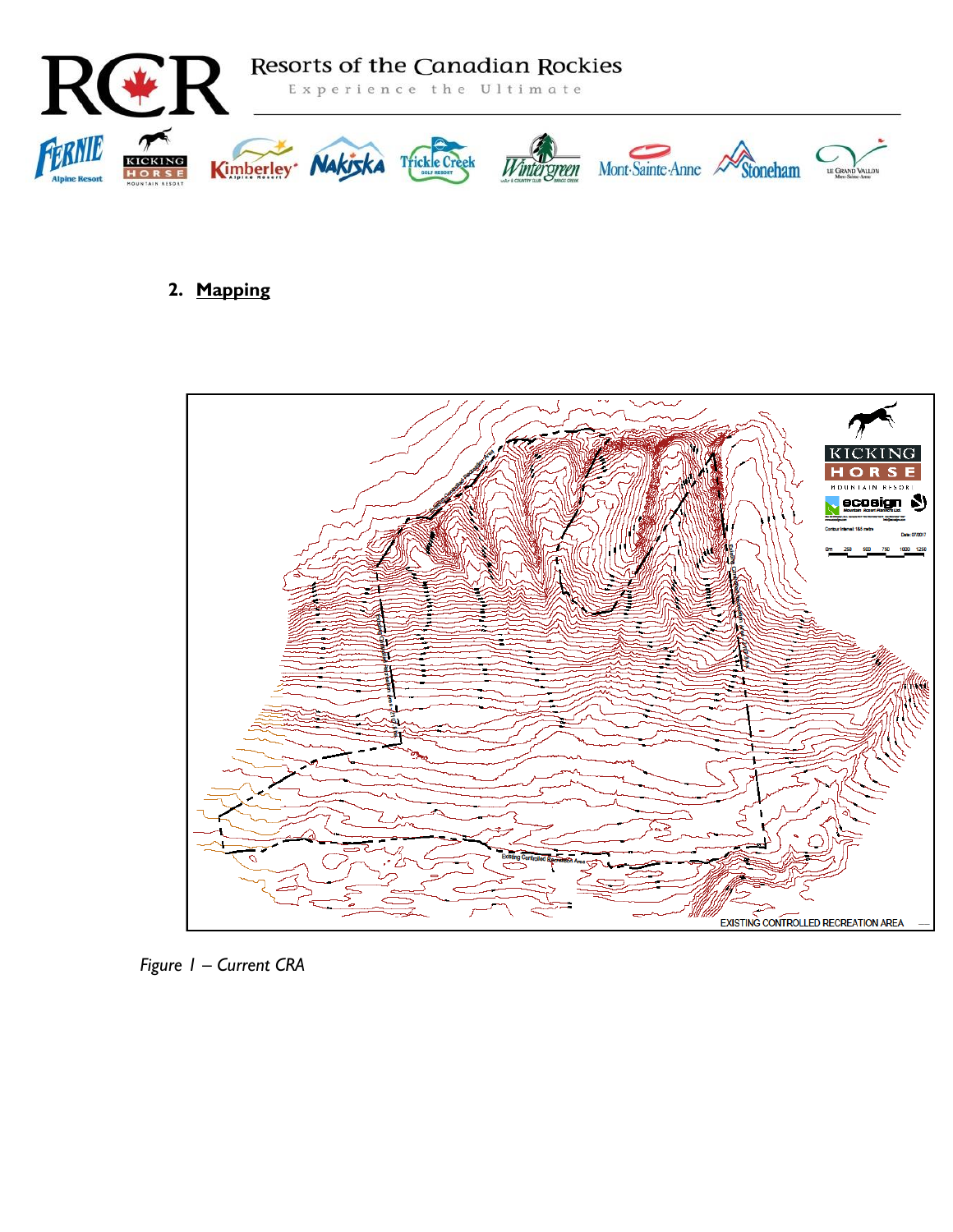## 2. Mapping

*Figure 1 – Current CRA*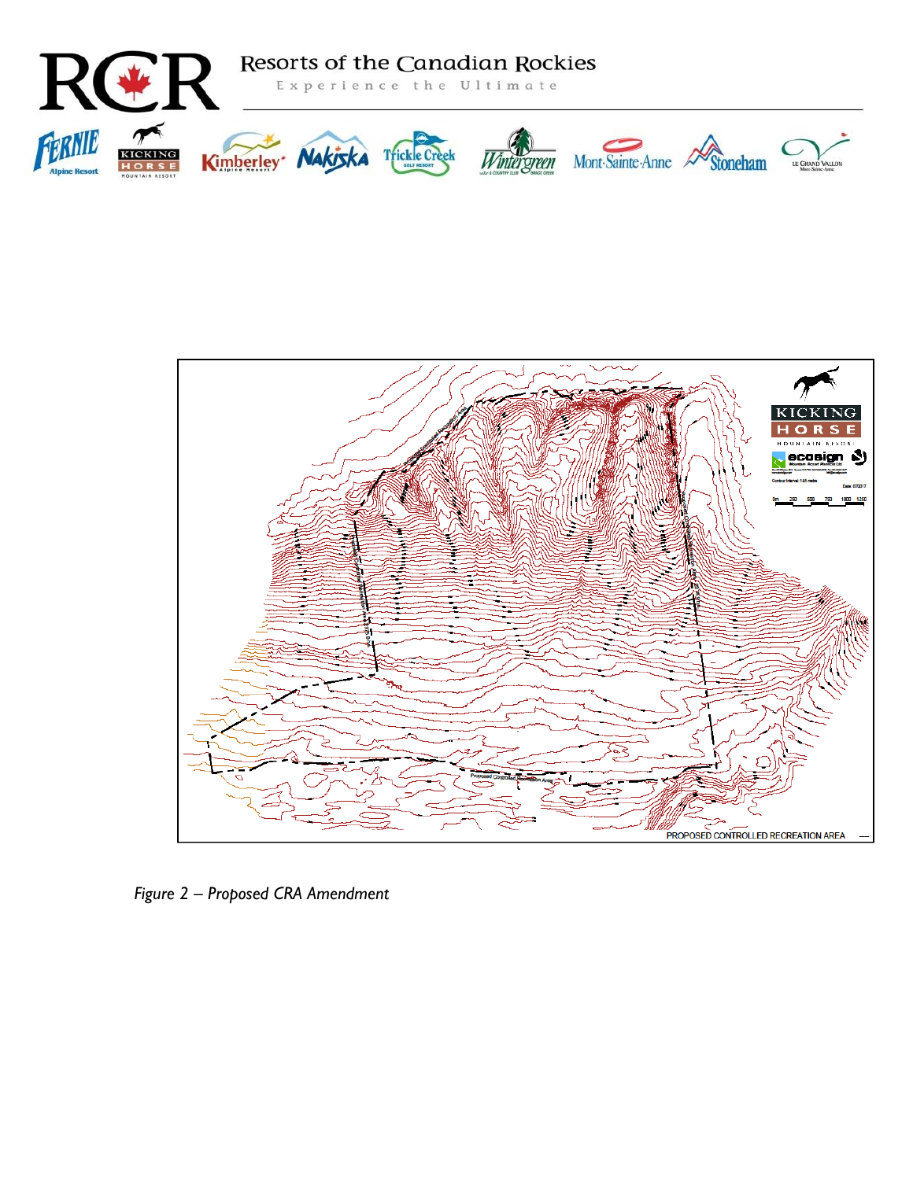*Figure 2 – Proposed CRA Amendment*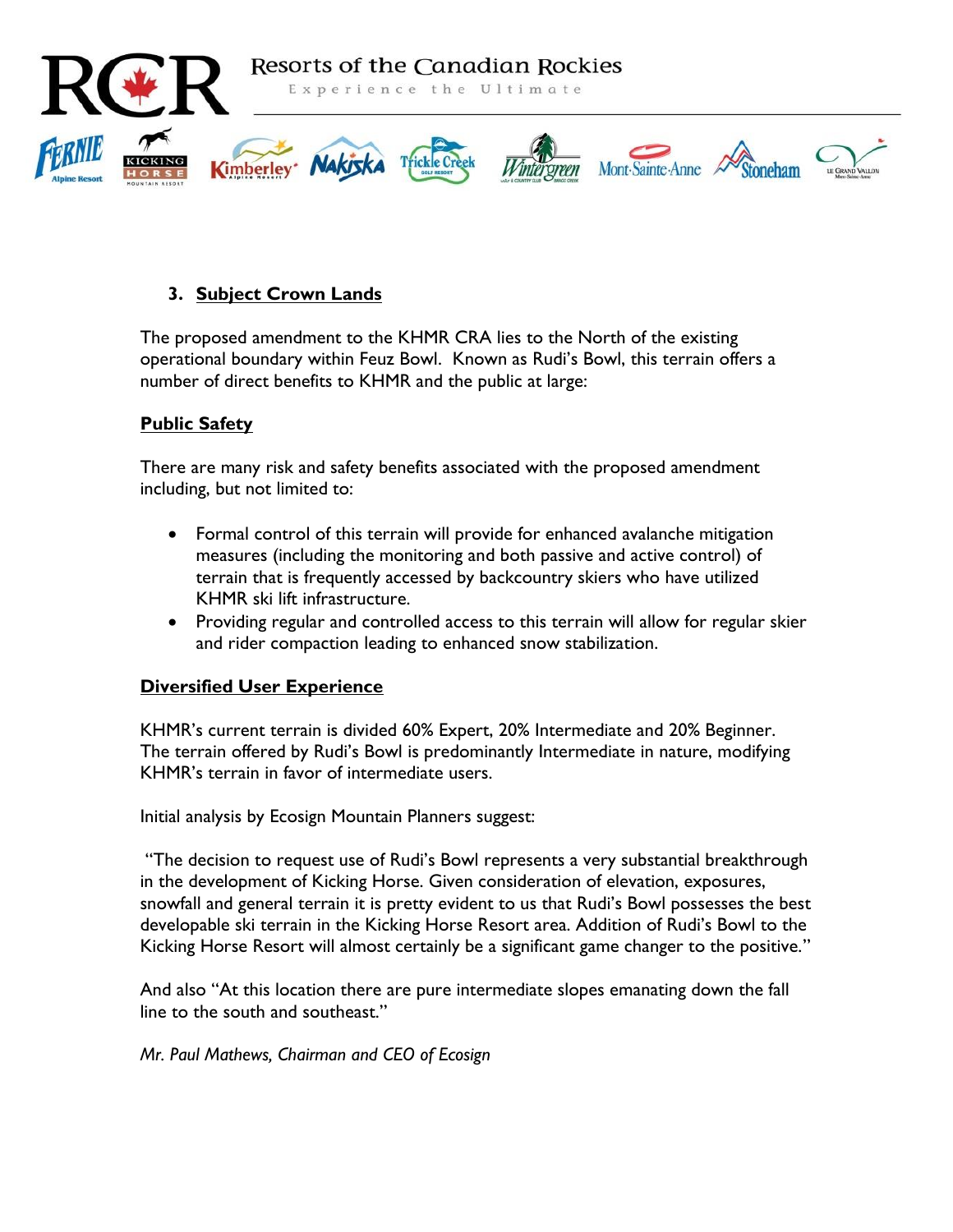### 3. Subject Crown Lands

The proposed amendment to the KHMR CRA lies to the North of the existing operational boundary within Feuz Bowl. Known as Rudi's Bowl, this terrain offers a number of direct benefits to KHMR and the public at large:

**Public Safety**

There are many risk and safety benefits associated with the proposed amendment including, but not limited to:

- Formal control of this terrain will provide for enhanced avalanche mitigation measures (including the monitoring and both passive and active control) of terrain that is frequently accessed by backcountry skiers who have utilized KHMR ski lift infrastructure.
- Providing regular and controlled access to this terrain will allow for regular skier and rider compaction leading to enhanced snow stabilization.

**Diversified User Experience**

KHMR's current terrain is divided 60% Expert, 20% Intermediate and 20% Beginner. The terrain offered by Rudi's Bowl is predominantly Intermediate in nature, modifying KHMR's terrain in favor of intermediate users.

Initial analysis by Ecosign Mountain Planners suggest:

"The decision to request use of Rudi's Bowl represents a very substantial breakthrough in the development of Kicking Horse. Given consideration of elevation, exposures, snowfall and general terrain it is pretty evident to us that Rudi's Bowl possesses the best developable ski terrain in the Kicking Horse Resort area. Addition of Rudi's Bowl to the Kicking Horse Resort will almost certainly be a significant game changer to the positive."

And also "At this location there are pure intermediate slopes emanating down the fall line to the south and southeast."

*Mr. Paul Mathews, Chairman and CEO of Ecosign*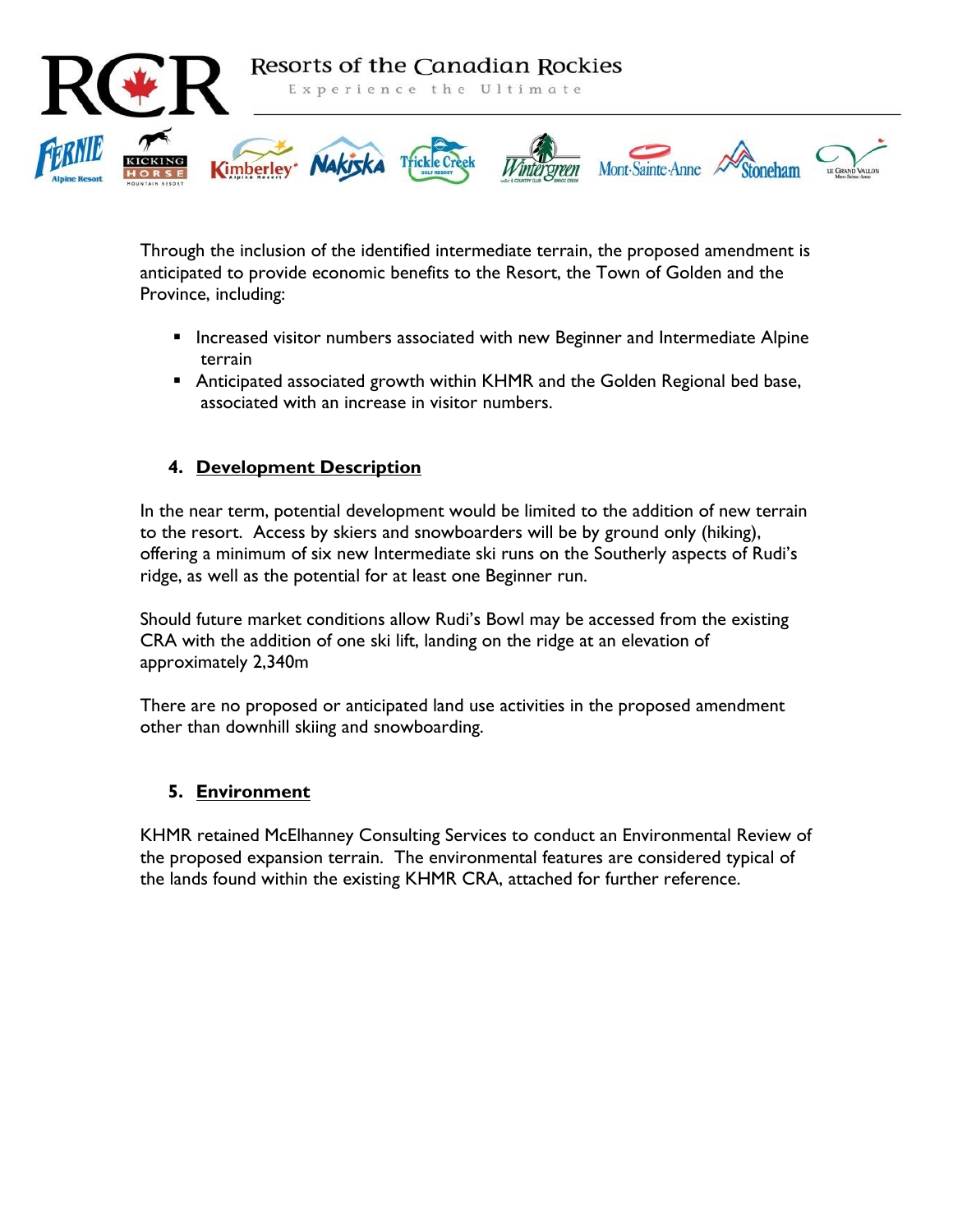Through the inclusion of the identified intermediate terrain, the proposed amendment is anticipated to provide economic benefits to the Resort, the Town of Golden and the Province, including:

- Increased visitor numbers associated with new Beginner and Intermediate Alpine terrain
- Anticipated associated growth within KHMR and the Golden Regional bed base, associated with an increase in visitor numbers.

## 4. Development Description

In the near term, potential development would be limited to the addition of new terrain to the resort. Access by skiers and snowboarders will be by ground only (hiking), offering a minimum of six new Intermediate ski runs on the Southerly aspects of Rudi's ridge, as well as the potential for at least one Beginner run.

Should future market conditions allow Rudi's Bowl may be accessed from the existing CRA with the addition of one ski lift, landing on the ridge at an elevation of approximately 2,340m

There are no proposed or anticipated land use activities in the proposed amendment other than downhill skiing and snowboarding.

## 5. Environment

KHMR retained McElhanney Consulting Services to conduct an Environmental Review of the proposed expansion terrain. The environmental features are considered typical of the lands found within the existing KHMR CRA, attached for further reference.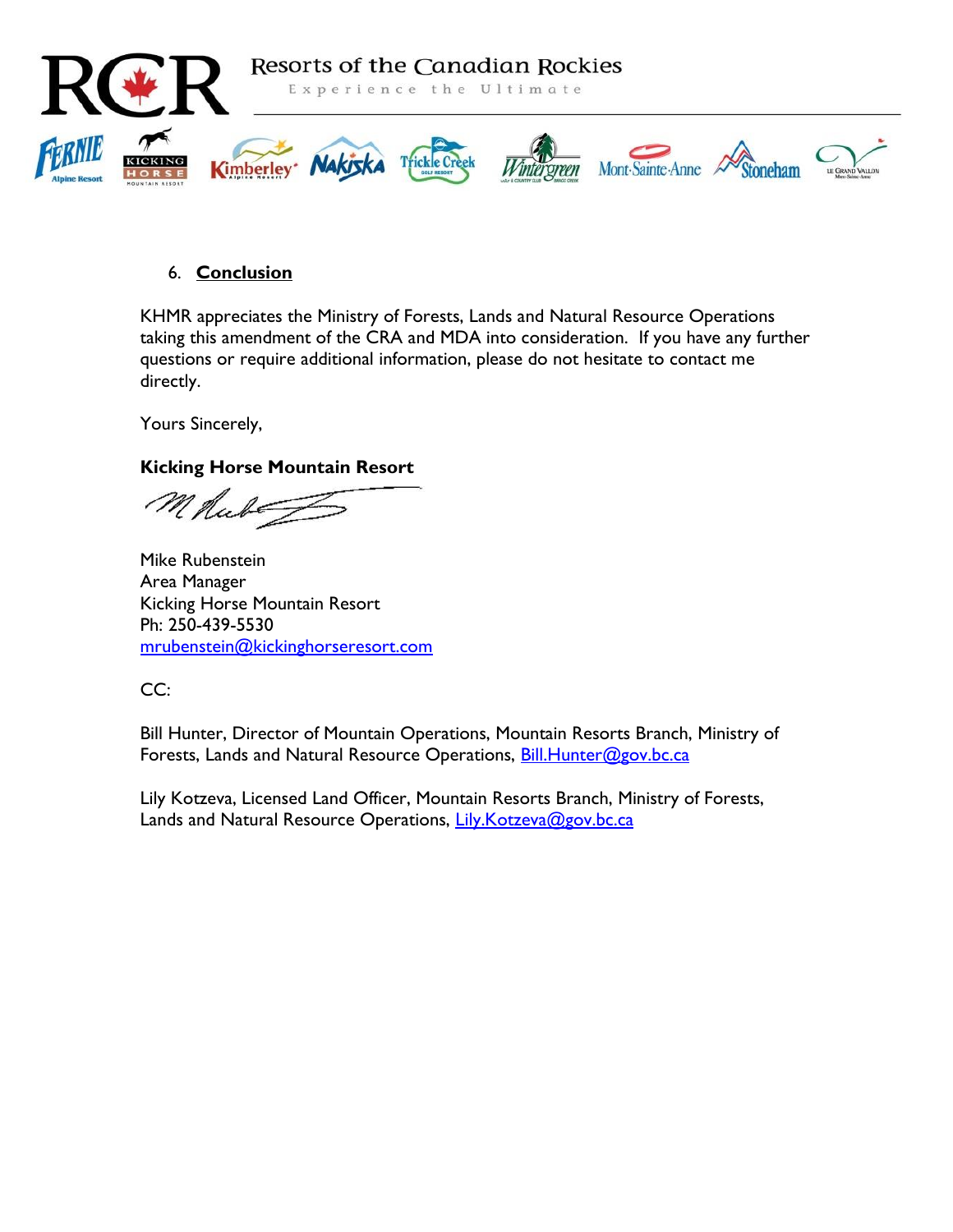## 6. **Conclusion**

KHMR appreciates the Ministry of Forests, Lands and Natural Resource Operations taking this amendment of the CRA and MDA into consideration. If you have any further questions or require additional information, please do not hesitate to contact me directly.

Yours Sincerely,

**Kicking Horse Mountain Resort**

Mike Rubenstein
Area Manager
Kicking Horse Mountain Resort
Ph: 250-439-5530
mrubenstein@kickinghorseresort.com

CC:

Bill Hunter, Director of Mountain Operations, Mountain Resorts Branch, Ministry of Forests, Lands and Natural Resource Operations, Bill.Hunter@gov.bc.ca

Lily Kotzeva, Licensed Land Officer, Mountain Resorts Branch, Ministry of Forests, Lands and Natural Resource Operations, Lily.Kotzeva@gov.bc.ca